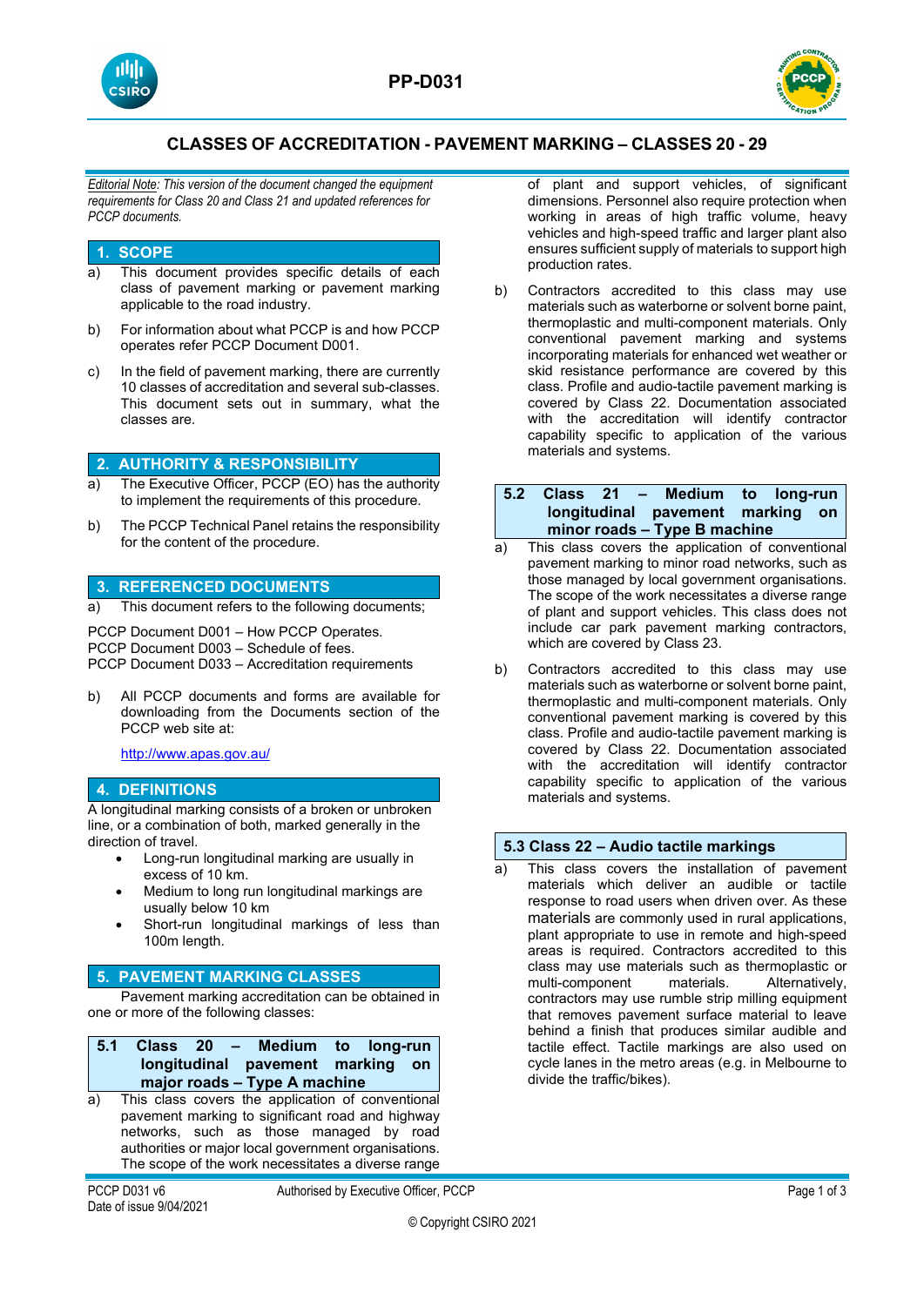# CLASSES OF ACCREDITATION - PAVEMENT MARKING – CLASSES 20 - 29

*Editorial Note: This version of the document changed the equipment requirements for Class 20 and Class 21 and updated references for PCCP documents.*

## 1. SCOPE

a) This document provides specific details of each class of pavement marking or pavement marking applicable to the road industry.

b) For information about what PCCP is and how PCCP operates refer PCCP Document D001.

c) In the field of pavement marking, there are currently 10 classes of accreditation and several sub-classes. This document sets out in summary, what the classes are.

## 2. AUTHORITY & RESPONSIBILITY

a) The Executive Officer, PCCP (EO) has the authority to implement the requirements of this procedure.

b) The PCCP Technical Panel retains the responsibility for the content of the procedure.

## 3. REFERENCED DOCUMENTS

a) This document refers to the following documents;

PCCP Document D001 – How PCCP Operates.
PCCP Document D003 – Schedule of fees.
PCCP Document D033 – Accreditation requirements

b) All PCCP documents and forms are available for downloading from the Documents section of the PCCP web site at:

http://www.apas.gov.au/

## 4. DEFINITIONS

A longitudinal marking consists of a broken or unbroken line, or a combination of both, marked generally in the direction of travel.

- Long-run longitudinal marking are usually in excess of 10 km.
- Medium to long run longitudinal markings are usually below 10 km
- Short-run longitudinal markings of less than 100m length.

## 5. PAVEMENT MARKING CLASSES

Pavement marking accreditation can be obtained in one or more of the following classes:

### 5.1 Class 20 – Medium to long-run longitudinal pavement marking on major roads – Type A machine

a) This class covers the application of conventional pavement marking to significant road and highway networks, such as those managed by road authorities or major local government organisations. The scope of the work necessitates a diverse range of plant and support vehicles, of significant dimensions. Personnel also require protection when working in areas of high traffic volume, heavy vehicles and high-speed traffic and larger plant also ensures sufficient supply of materials to support high production rates.

b) Contractors accredited to this class may use materials such as waterborne or solvent borne paint, thermoplastic and multi-component materials. Only conventional pavement marking and systems incorporating materials for enhanced wet weather or skid resistance performance are covered by this class. Profile and audio-tactile pavement marking is covered by Class 22. Documentation associated with the accreditation will identify contractor capability specific to application of the various materials and systems.

### 5.2 Class 21 – Medium to long-run longitudinal pavement marking on minor roads – Type B machine

a) This class covers the application of conventional pavement marking to minor road networks, such as those managed by local government organisations. The scope of the work necessitates a diverse range of plant and support vehicles. This class does not include car park pavement marking contractors, which are covered by Class 23.

b) Contractors accredited to this class may use materials such as waterborne or solvent borne paint, thermoplastic and multi-component materials. Only conventional pavement marking is covered by this class. Profile and audio-tactile pavement marking is covered by Class 22. Documentation associated with the accreditation will identify contractor capability specific to application of the various materials and systems.

### 5.3 Class 22 – Audio tactile markings

a) This class covers the installation of pavement materials which deliver an audible or tactile response to road users when driven over. As these materials are commonly used in rural applications, plant appropriate to use in remote and high-speed areas is required. Contractors accredited to this class may use materials such as thermoplastic or multi-component materials. Alternatively, contractors may use rumble strip milling equipment that removes pavement surface material to leave behind a finish that produces similar audible and tactile effect. Tactile markings are also used on cycle lanes in the metro areas (e.g. in Melbourne to divide the traffic/bikes).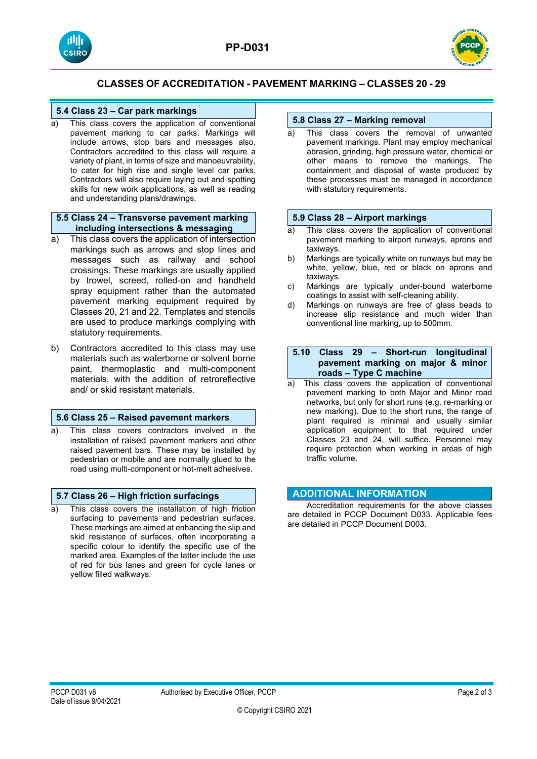# CLASSES OF ACCREDITATION - PAVEMENT MARKING – CLASSES 20 - 29

### 5.4 Class 23 – Car park markings

a) This class covers the application of conventional pavement marking to car parks. Markings will include arrows, stop bars and messages also. Contractors accredited to this class will require a variety of plant, in terms of size and manoeuvrability, to cater for high rise and single level car parks. Contractors will also require laying out and spotting skills for new work applications, as well as reading and understanding plans/drawings.

### 5.5 Class 24 – Transverse pavement marking including intersections & messaging

a) This class covers the application of intersection markings such as arrows and stop lines and messages such as railway and school crossings. These markings are usually applied by trowel, screed, rolled-on and handheld spray equipment rather than the automated pavement marking equipment required by Classes 20, 21 and 22. Templates and stencils are used to produce markings complying with statutory requirements.

b) Contractors accredited to this class may use materials such as waterborne or solvent borne paint, thermoplastic and multi-component materials, with the addition of retroreflective and/ or skid resistant materials.

### 5.6 Class 25 – Raised pavement markers

a) This class covers contractors involved in the installation of raised pavement markers and other raised pavement bars. These may be installed by pedestrian or mobile and are normally glued to the road using multi-component or hot-melt adhesives.

### 5.7 Class 26 – High friction surfacings

a) This class covers the installation of high friction surfacing to pavements and pedestrian surfaces. These markings are aimed at enhancing the slip and skid resistance of surfaces, often incorporating a specific colour to identify the specific use of the marked area. Examples of the latter include the use of red for bus lanes and green for cycle lanes or yellow filled walkways.

### 5.8 Class 27 – Marking removal

a) This class covers the removal of unwanted pavement markings. Plant may employ mechanical abrasion, grinding, high pressure water, chemical or other means to remove the markings. The containment and disposal of waste produced by these processes must be managed in accordance with statutory requirements.

### 5.9 Class 28 – Airport markings

a) This class covers the application of conventional pavement marking to airport runways, aprons and taxiways.

b) Markings are typically white on runways but may be white, yellow, blue, red or black on aprons and taxiways.

c) Markings are typically under-bound waterborne coatings to assist with self-cleaning ability.

d) Markings on runways are free of glass beads to increase slip resistance and much wider than conventional line marking, up to 500mm.

### 5.10 Class 29 – Short-run longitudinal pavement marking on major & minor roads – Type C machine

a) This class covers the application of conventional pavement marking to both Major and Minor road networks, but only for short runs (e.g. re-marking or new marking). Due to the short runs, the range of plant required is minimal and usually similar application equipment to that required under Classes 23 and 24, will suffice. Personnel may require protection when working in areas of high traffic volume.

## ADDITIONAL INFORMATION

Accreditation requirements for the above classes are detailed in PCCP Document D033. Applicable fees are detailed in PCCP Document D003.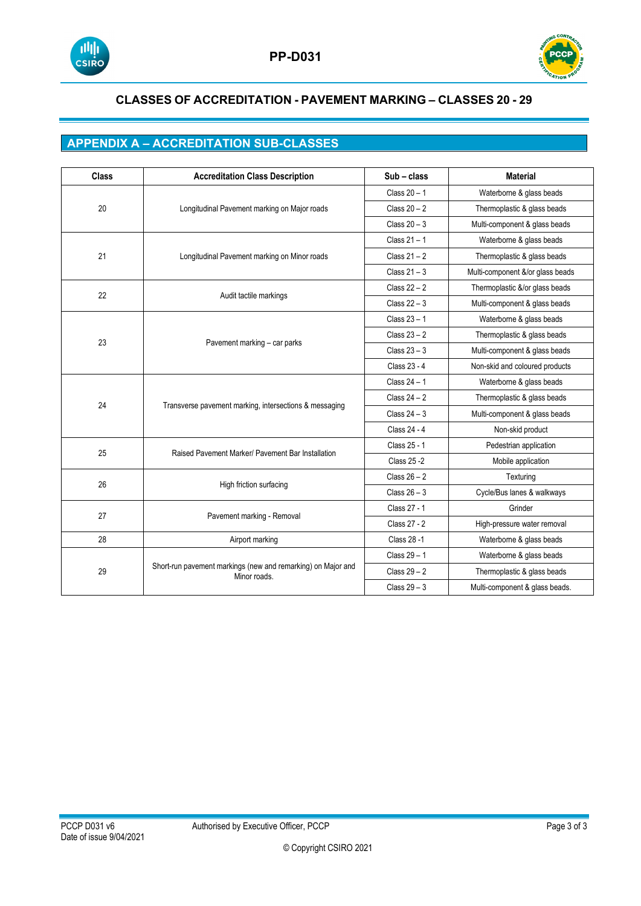# CLASSES OF ACCREDITATION - PAVEMENT MARKING – CLASSES 20 - 29

## APPENDIX A – ACCREDITATION SUB-CLASSES

| Class | Accreditation Class Description | Sub – class | Material |
|---|---|---|---|
| 20 | Longitudinal Pavement marking on Major roads | Class 20 – 1 | Waterborne & glass beads |
| | | Class 20 – 2 | Thermoplastic & glass beads |
| | | Class 20 – 3 | Multi-component & glass beads |
| 21 | Longitudinal Pavement marking on Minor roads | Class 21 – 1 | Waterborne & glass beads |
| | | Class 21 – 2 | Thermoplastic & glass beads |
| | | Class 21 – 3 | Multi-component &/or glass beads |
| 22 | Audit tactile markings | Class 22 – 2 | Thermoplastic &/or glass beads |
| | | Class 22 – 3 | Multi-component & glass beads |
| 23 | Pavement marking – car parks | Class 23 – 1 | Waterborne & glass beads |
| | | Class 23 – 2 | Thermoplastic & glass beads |
| | | Class 23 – 3 | Multi-component & glass beads |
| | | Class 23 - 4 | Non-skid and coloured products |
| 24 | Transverse pavement marking, intersections & messaging | Class 24 – 1 | Waterborne & glass beads |
| | | Class 24 – 2 | Thermoplastic & glass beads |
| | | Class 24 – 3 | Multi-component & glass beads |
| | | Class 24 - 4 | Non-skid product |
| 25 | Raised Pavement Marker/ Pavement Bar Installation | Class 25 - 1 | Pedestrian application |
| | | Class 25 -2 | Mobile application |
| 26 | High friction surfacing | Class 26 – 2 | Texturing |
| | | Class 26 – 3 | Cycle/Bus lanes & walkways |
| 27 | Pavement marking - Removal | Class 27 - 1 | Grinder |
| | | Class 27 - 2 | High-pressure water removal |
| 28 | Airport marking | Class 28 -1 | Waterborne & glass beads |
| 29 | Short-run pavement markings (new and remarking) on Major and Minor roads. | Class 29 – 1 | Waterborne & glass beads |
| | | Class 29 – 2 | Thermoplastic & glass beads |
| | | Class 29 – 3 | Multi-component & glass beads. |

PCCP D031 v6
Date of issue 9/04/2021

Authorised by Executive Officer, PCCP

© Copyright CSIRO 2021